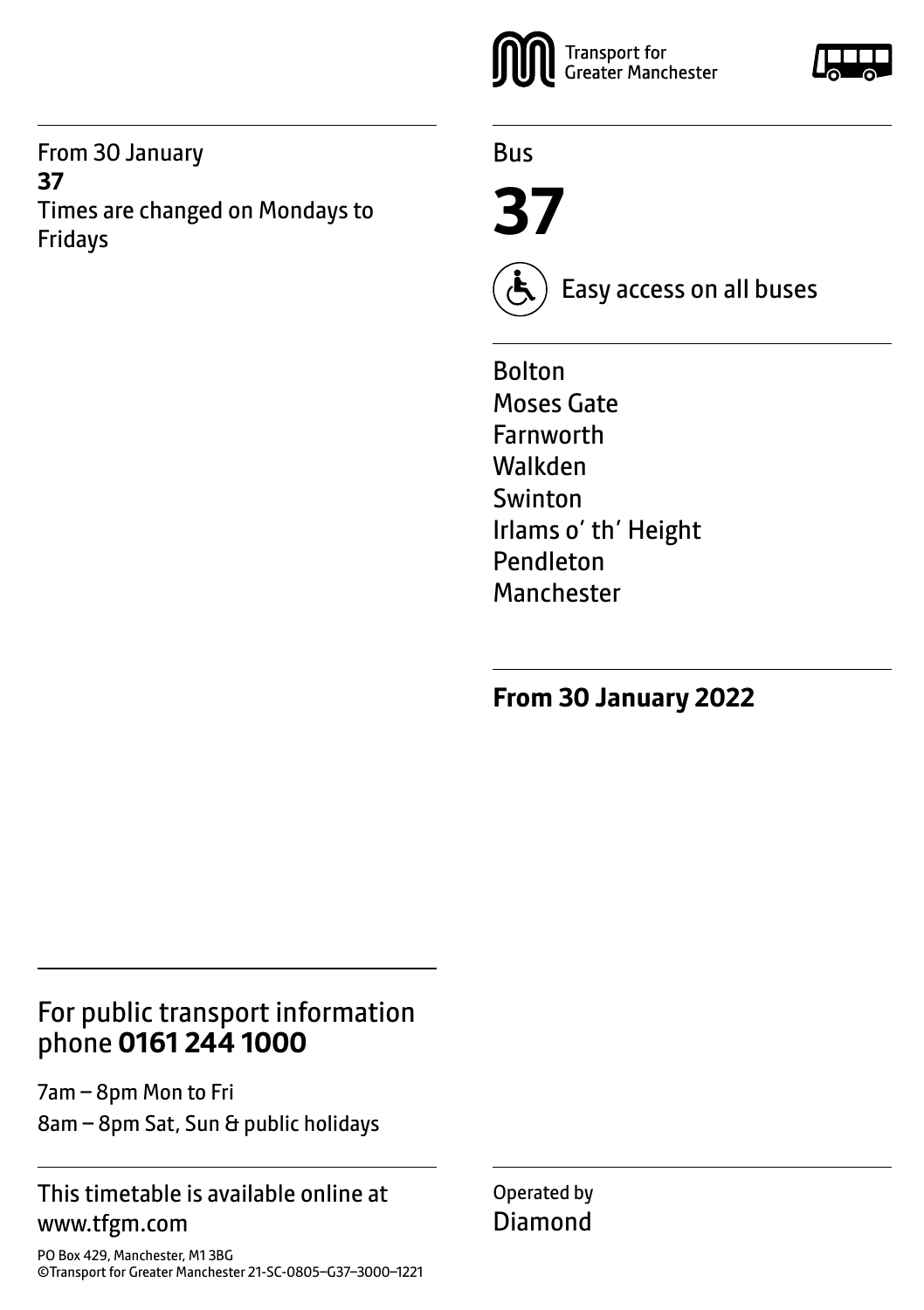From 30 January
**37**
Times are changed on Mondays to Fridays

Transport for Greater Manchester

Bus

# 37

Easy access on all buses

Bolton
Moses Gate
Farnworth
Walkden
Swinton
Irlams o' th' Height
Pendleton
Manchester

**From 30 January 2022**

## For public transport information phone **0161 244 1000**

7am – 8pm Mon to Fri
8am – 8pm Sat, Sun & public holidays

This timetable is available online at www.tfgm.com

PO Box 429, Manchester, M1 3BG
©Transport for Greater Manchester 21-SC-0805–G37–3000–1221

Operated by
Diamond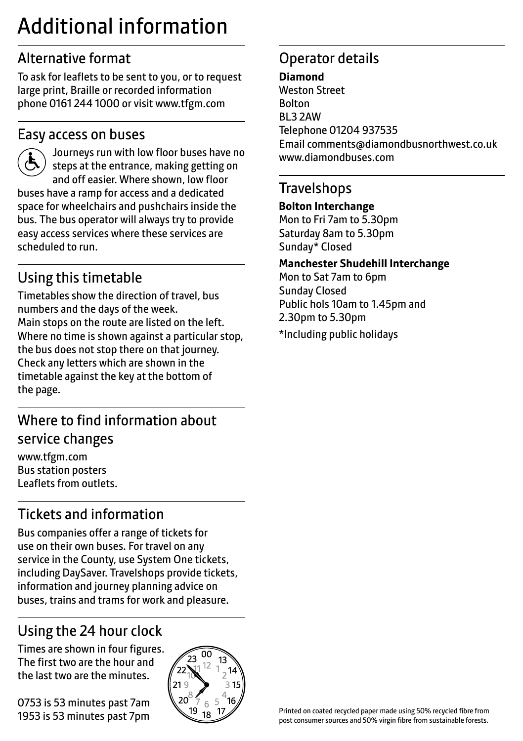# Additional information

## Alternative format

To ask for leaflets to be sent to you, or to request large print, Braille or recorded information phone 0161 244 1000 or visit www.tfgm.com

## Easy access on buses

Journeys run with low floor buses have no steps at the entrance, making getting on and off easier. Where shown, low floor buses have a ramp for access and a dedicated space for wheelchairs and pushchairs inside the bus. The bus operator will always try to provide easy access services where these services are scheduled to run.

## Using this timetable

Timetables show the direction of travel, bus numbers and the days of the week.
Main stops on the route are listed on the left. Where no time is shown against a particular stop, the bus does not stop there on that journey. Check any letters which are shown in the timetable against the key at the bottom of the page.

## Where to find information about service changes

www.tfgm.com
Bus station posters
Leaflets from outlets.

## Tickets and information

Bus companies offer a range of tickets for use on their own buses. For travel on any service in the County, use System One tickets, including DaySaver. Travelshops provide tickets, information and journey planning advice on buses, trains and trams for work and pleasure.

## Using the 24 hour clock

Times are shown in four figures. The first two are the hour and the last two are the minutes.

0753 is 53 minutes past 7am
1953 is 53 minutes past 7pm

## Operator details

**Diamond**
Weston Street
Bolton
BL3 2AW
Telephone 01204 937535
Email comments@diamondbusnorthwest.co.uk
www.diamondbuses.com

## Travelshops

**Bolton Interchange**
Mon to Fri 7am to 5.30pm
Saturday 8am to 5.30pm
Sunday* Closed

**Manchester Shudehill Interchange**
Mon to Sat 7am to 6pm
Sunday Closed
Public hols 10am to 1.45pm and 2.30pm to 5.30pm

*Including public holidays

Printed on coated recycled paper made using 50% recycled fibre from post consumer sources and 50% virgin fibre from sustainable forests.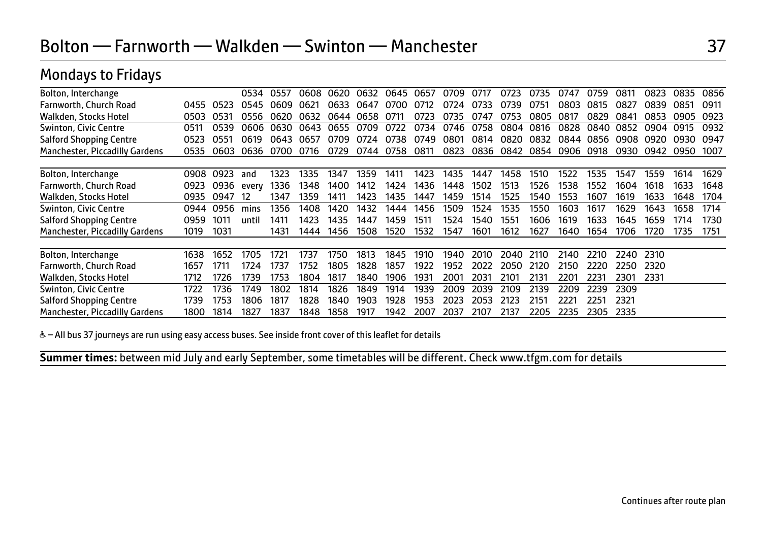# Bolton — Farnworth — Walkden — Swinton — Manchester 37

## Mondays to Fridays

| Bolton, Interchange | | | 0534 | 0557 | 0608 | 0620 | 0632 | 0645 | 0657 | 0709 | 0717 | 0723 | 0735 | 0747 | 0759 | 0811 | 0823 | 0835 | 0856 |
|---|---|---|---|---|---|---|---|---|---|---|---|---|---|---|---|---|---|---|---|
| Farnworth, Church Road | 0455 | 0523 | 0545 | 0609 | 0621 | 0633 | 0647 | 0700 | 0712 | 0724 | 0733 | 0739 | 0751 | 0803 | 0815 | 0827 | 0839 | 0851 | 0911 |
| Walkden, Stocks Hotel | 0503 | 0531 | 0556 | 0620 | 0632 | 0644 | 0658 | 0711 | 0723 | 0735 | 0747 | 0753 | 0805 | 0817 | 0829 | 0841 | 0853 | 0905 | 0923 |
| Swinton, Civic Centre | 0511 | 0539 | 0606 | 0630 | 0643 | 0655 | 0709 | 0722 | 0734 | 0746 | 0758 | 0804 | 0816 | 0828 | 0840 | 0852 | 0904 | 0915 | 0932 |
| Salford Shopping Centre | 0523 | 0551 | 0619 | 0643 | 0657 | 0709 | 0724 | 0738 | 0749 | 0801 | 0814 | 0820 | 0832 | 0844 | 0856 | 0908 | 0920 | 0930 | 0947 |
| Manchester, Piccadilly Gardens | 0535 | 0603 | 0636 | 0700 | 0716 | 0729 | 0744 | 0758 | 0811 | 0823 | 0836 | 0842 | 0854 | 0906 | 0918 | 0930 | 0942 | 0950 | 1007 |

| Bolton, Interchange | 0908 | 0923 | and | 1323 | 1335 | 1347 | 1359 | 1411 | 1423 | 1435 | 1447 | 1458 | 1510 | 1522 | 1535 | 1547 | 1559 | 1614 | 1629 |
|---|---|---|---|---|---|---|---|---|---|---|---|---|---|---|---|---|---|---|---|
| Farnworth, Church Road | 0923 | 0936 | every | 1336 | 1348 | 1400 | 1412 | 1424 | 1436 | 1448 | 1502 | 1513 | 1526 | 1538 | 1552 | 1604 | 1618 | 1633 | 1648 |
| Walkden, Stocks Hotel | 0935 | 0947 | 12 | 1347 | 1359 | 1411 | 1423 | 1435 | 1447 | 1459 | 1514 | 1525 | 1540 | 1553 | 1607 | 1619 | 1633 | 1648 | 1704 |
| Swinton, Civic Centre | 0944 | 0956 | mins | 1356 | 1408 | 1420 | 1432 | 1444 | 1456 | 1509 | 1524 | 1535 | 1550 | 1603 | 1617 | 1629 | 1643 | 1658 | 1714 |
| Salford Shopping Centre | 0959 | 1011 | until | 1411 | 1423 | 1435 | 1447 | 1459 | 1511 | 1524 | 1540 | 1551 | 1606 | 1619 | 1633 | 1645 | 1659 | 1714 | 1730 |
| Manchester, Piccadilly Gardens | 1019 | 1031 | | 1431 | 1444 | 1456 | 1508 | 1520 | 1532 | 1547 | 1601 | 1612 | 1627 | 1640 | 1654 | 1706 | 1720 | 1735 | 1751 |

| Bolton, Interchange | 1638 | 1652 | 1705 | 1721 | 1737 | 1750 | 1813 | 1845 | 1910 | 1940 | 2010 | 2040 | 2110 | 2140 | 2210 | 2240 | 2310 |
|---|---|---|---|---|---|---|---|---|---|---|---|---|---|---|---|---|---|
| Farnworth, Church Road | 1657 | 1711 | 1724 | 1737 | 1752 | 1805 | 1828 | 1857 | 1922 | 1952 | 2022 | 2050 | 2120 | 2150 | 2220 | 2250 | 2320 |
| Walkden, Stocks Hotel | 1712 | 1726 | 1739 | 1753 | 1804 | 1817 | 1840 | 1906 | 1931 | 2001 | 2031 | 2101 | 2131 | 2201 | 2231 | 2301 | 2331 |
| Swinton, Civic Centre | 1722 | 1736 | 1749 | 1802 | 1814 | 1826 | 1849 | 1914 | 1939 | 2009 | 2039 | 2109 | 2139 | 2209 | 2239 | 2309 | |
| Salford Shopping Centre | 1739 | 1753 | 1806 | 1817 | 1828 | 1840 | 1903 | 1928 | 1953 | 2023 | 2053 | 2123 | 2151 | 2221 | 2251 | 2321 | |
| Manchester, Piccadilly Gardens | 1800 | 1814 | 1827 | 1837 | 1848 | 1858 | 1917 | 1942 | 2007 | 2037 | 2107 | 2137 | 2205 | 2235 | 2305 | 2335 | |

♿ – All bus 37 journeys are run using easy access buses. See inside front cover of this leaflet for details

**Summer times:** between mid July and early September, some timetables will be different. Check www.tfgm.com for details

Continues after route plan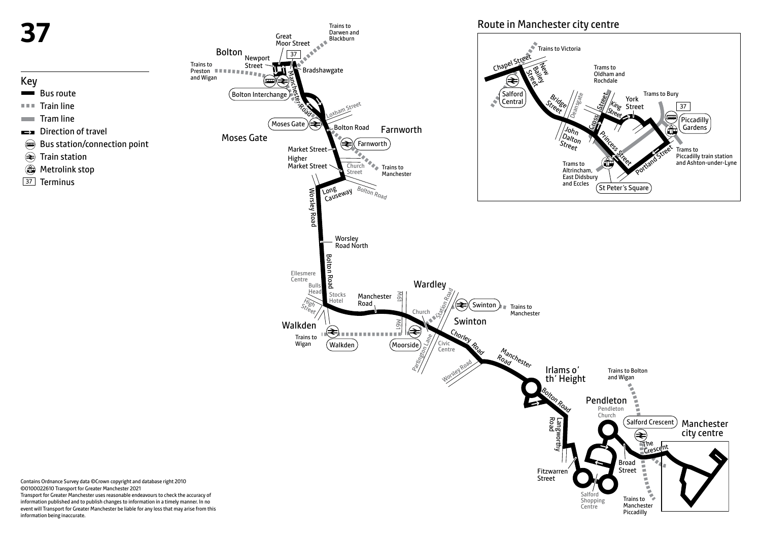# 37

## Key

- Bus route
- Train line
- Tram line
- Direction of travel
- Bus station/connection point
- Train station
- Metrolink stop
- 37 Terminus

Bolton

Great Moor Street

Newport Street

37

Trains to Darwen and Blackburn

Trains to Preston and Wigan

Bradshawgate

Bolton Interchange

Manchester Road

Loxham Street

Moses Gate

Bolton Road

Farnworth

Moses Gate

Farnworth

Market Street

Higher Market Street

Church Street

Trains to Manchester

Long Causeway

Bolton Road

Worsley Road

Worsley Road North

Bolton Road

Ellesmere Centre

Bulls Head

High Street

Stocks Hotel

Manchester Road

M61

Wardley

Station Road

Swinton

Trains to Manchester

Church

Swinton

Walkden

Trains to Wigan

Walkden

M61

Moorside

Partington Lane

Civic Centre

Chorley Road

Manchester Road

Worsley Road

Irlams o' th' Height

Bolton Road

Trains to Bolton and Wigan

Pendleton

Pendleton Church

Langworthy Road

Salford Crescent

Manchester city centre

The Crescent

Broad Street

Fitzwarren Street

Salford Shopping Centre

Trains to Manchester Piccadilly

## Route in Manchester city centre

Chapel Street

Trains to Victoria

New Bailey Street

Salford Central

Trams to Oldham and Rochdale

Trams to Bury

Bridge Street

Deansgate

Cross Street

King Street

York Street

37

Piccadilly Gardens

John Dalton Street

Princess Street

Portland Street

Trams to Piccadilly train station and Ashton-under-Lyne

Trams to Altrincham, East Didsbury and Eccles

St Peter's Square

Contains Ordnance Survey data ©Crown copyright and database right 2010
©0100022610 Transport for Greater Manchester 2021
Transport for Greater Manchester uses reasonable endeavours to check the accuracy of information published and to publish changes to information in a timely manner. In no event will Transport for Greater Manchester be liable for any loss that may arise from this information being inaccurate.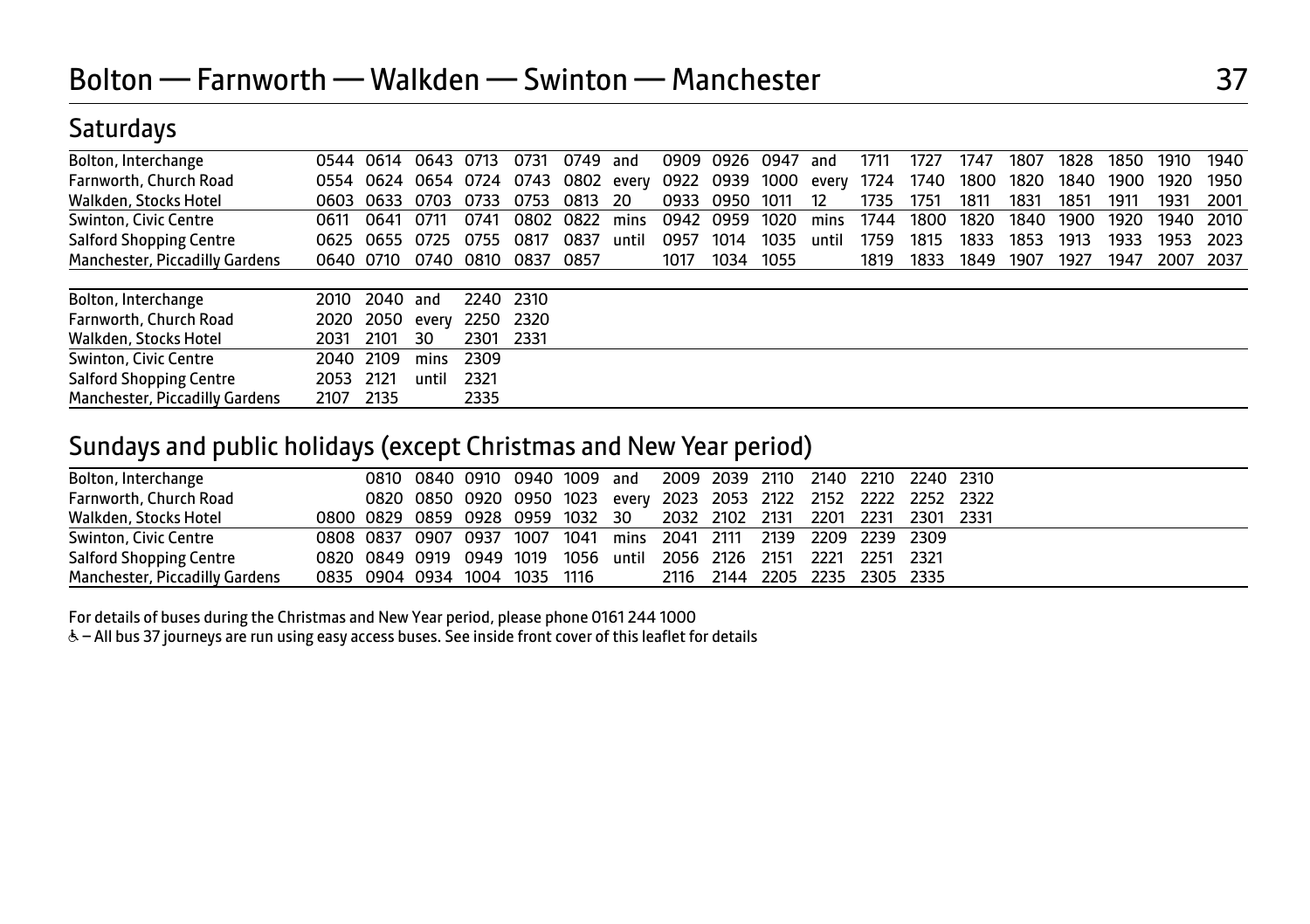# Bolton — Farnworth — Walkden — Swinton — Manchester

## Saturdays

| Bolton, Interchange | 0544 | 0614 | 0643 | 0713 | 0731 | 0749 | and | 0909 | 0926 | 0947 | and | 1711 | 1727 | 1747 | 1807 | 1828 | 1850 | 1910 | 1940 |
|---|---|---|---|---|---|---|---|---|---|---|---|---|---|---|---|---|---|---|---|
| Farnworth, Church Road | 0554 | 0624 | 0654 | 0724 | 0743 | 0802 | every | 0922 | 0939 | 1000 | every | 1724 | 1740 | 1800 | 1820 | 1840 | 1900 | 1920 | 1950 |
| Walkden, Stocks Hotel | 0603 | 0633 | 0703 | 0733 | 0753 | 0813 | 20 | 0933 | 0950 | 1011 | 12 | 1735 | 1751 | 1811 | 1831 | 1851 | 1911 | 1931 | 2001 |
| Swinton, Civic Centre | 0611 | 0641 | 0711 | 0741 | 0802 | 0822 | mins | 0942 | 0959 | 1020 | mins | 1744 | 1800 | 1820 | 1840 | 1900 | 1920 | 1940 | 2010 |
| Salford Shopping Centre | 0625 | 0655 | 0725 | 0755 | 0817 | 0837 | until | 0957 | 1014 | 1035 | until | 1759 | 1815 | 1833 | 1853 | 1913 | 1933 | 1953 | 2023 |
| Manchester, Piccadilly Gardens | 0640 | 0710 | 0740 | 0810 | 0837 | 0857 | | 1017 | 1034 | 1055 | | 1819 | 1833 | 1849 | 1907 | 1927 | 1947 | 2007 | 2037 |

| Bolton, Interchange | 2010 | 2040 | and | 2240 | 2310 |
|---|---|---|---|---|---|
| Farnworth, Church Road | 2020 | 2050 | every | 2250 | 2320 |
| Walkden, Stocks Hotel | 2031 | 2101 | 30 | 2301 | 2331 |
| Swinton, Civic Centre | 2040 | 2109 | mins | 2309 | |
| Salford Shopping Centre | 2053 | 2121 | until | 2321 | |
| Manchester, Piccadilly Gardens | 2107 | 2135 | | 2335 | |

## Sundays and public holidays (except Christmas and New Year period)

| Bolton, Interchange | | 0810 | 0840 | 0910 | 0940 | 1009 | and | 2009 | 2039 | 2110 | 2140 | 2210 | 2240 | 2310 |
|---|---|---|---|---|---|---|---|---|---|---|---|---|---|---|
| Farnworth, Church Road | | 0820 | 0850 | 0920 | 0950 | 1023 | every | 2023 | 2053 | 2122 | 2152 | 2222 | 2252 | 2322 |
| Walkden, Stocks Hotel | 0800 | 0829 | 0859 | 0928 | 0959 | 1032 | 30 | 2032 | 2102 | 2131 | 2201 | 2231 | 2301 | 2331 |
| Swinton, Civic Centre | 0808 | 0837 | 0907 | 0937 | 1007 | 1041 | mins | 2041 | 2111 | 2139 | 2209 | 2239 | 2309 | |
| Salford Shopping Centre | 0820 | 0849 | 0919 | 0949 | 1019 | 1056 | until | 2056 | 2126 | 2151 | 2221 | 2251 | 2321 | |
| Manchester, Piccadilly Gardens | 0835 | 0904 | 0934 | 1004 | 1035 | 1116 | | 2116 | 2144 | 2205 | 2235 | 2305 | 2335 | |

For details of buses during the Christmas and New Year period, please phone 0161 244 1000

♿ – All bus 37 journeys are run using easy access buses. See inside front cover of this leaflet for details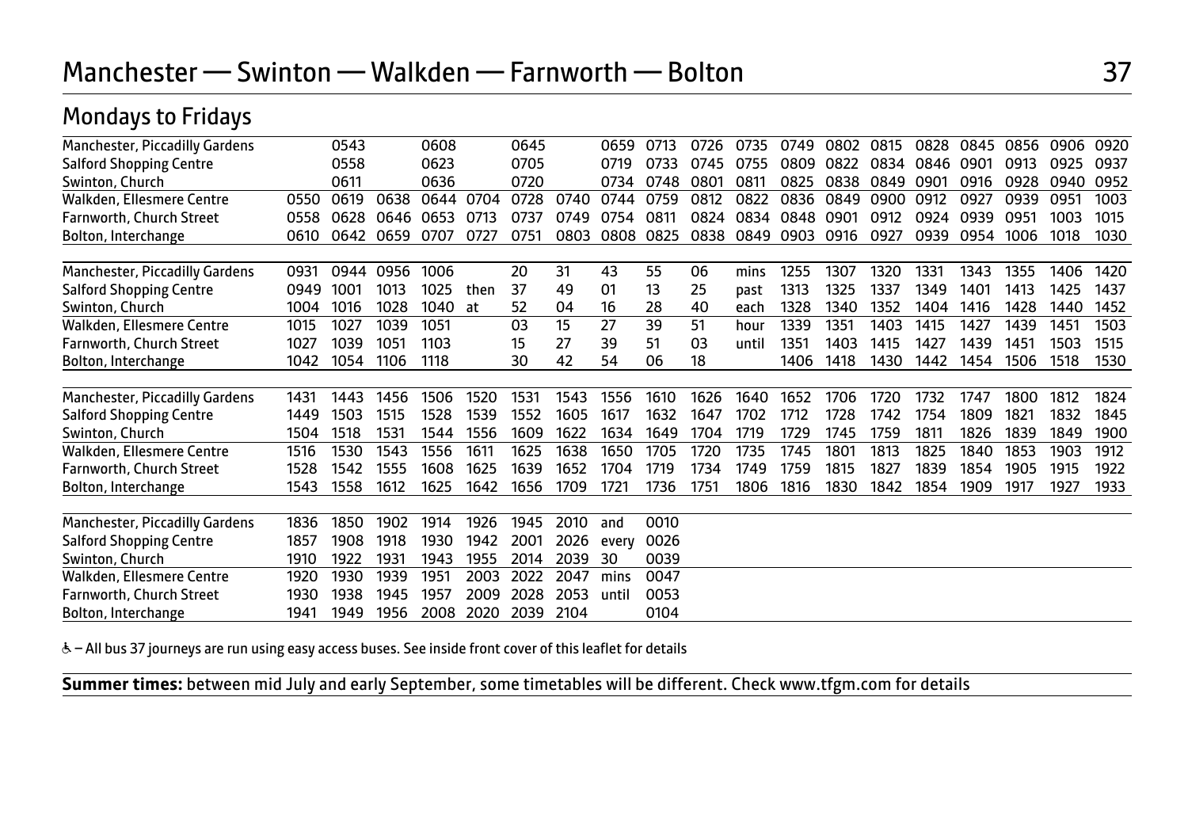# Manchester — Swinton — Walkden — Farnworth — Bolton

**37**

## Mondays to Fridays

| | | | | | | | | | | | | | | | | | | | |
|---|---|---|---|---|---|---|---|---|---|---|---|---|---|---|---|---|---|---|---|
| Manchester, Piccadilly Gardens | | 0543 | | 0608 | | 0645 | | 0659 | 0713 | 0726 | 0735 | 0749 | 0802 | 0815 | 0828 | 0845 | 0856 | 0906 | 0920 |
| Salford Shopping Centre | | 0558 | | 0623 | | 0705 | | 0719 | 0733 | 0745 | 0755 | 0809 | 0822 | 0834 | 0846 | 0901 | 0913 | 0925 | 0937 |
| Swinton, Church | | 0611 | | 0636 | | 0720 | | 0734 | 0748 | 0801 | 0811 | 0825 | 0838 | 0849 | 0901 | 0916 | 0928 | 0940 | 0952 |
| Walkden, Ellesmere Centre | 0550 | 0619 | 0638 | 0644 | 0704 | 0728 | 0740 | 0744 | 0759 | 0812 | 0822 | 0836 | 0849 | 0900 | 0912 | 0927 | 0939 | 0951 | 1003 |
| Farnworth, Church Street | 0558 | 0628 | 0646 | 0653 | 0713 | 0737 | 0749 | 0754 | 0811 | 0824 | 0834 | 0848 | 0901 | 0912 | 0924 | 0939 | 0951 | 1003 | 1015 |
| Bolton, Interchange | 0610 | 0642 | 0659 | 0707 | 0727 | 0751 | 0803 | 0808 | 0825 | 0838 | 0849 | 0903 | 0916 | 0927 | 0939 | 0954 | 1006 | 1018 | 1030 |

| | | | | | | | | | | | | | | | | | | | |
|---|---|---|---|---|---|---|---|---|---|---|---|---|---|---|---|---|---|---|---|
| Manchester, Piccadilly Gardens | 0931 | 0944 | 0956 | 1006 | | 20 | 31 | 43 | 55 | 06 | mins | 1255 | 1307 | 1320 | 1331 | 1343 | 1355 | 1406 | 1420 |
| Salford Shopping Centre | 0949 | 1001 | 1013 | 1025 | then | 37 | 49 | 01 | 13 | 25 | past | 1313 | 1325 | 1337 | 1349 | 1401 | 1413 | 1425 | 1437 |
| Swinton, Church | 1004 | 1016 | 1028 | 1040 | at | 52 | 04 | 16 | 28 | 40 | each | 1328 | 1340 | 1352 | 1404 | 1416 | 1428 | 1440 | 1452 |
| Walkden, Ellesmere Centre | 1015 | 1027 | 1039 | 1051 | | 03 | 15 | 27 | 39 | 51 | hour | 1339 | 1351 | 1403 | 1415 | 1427 | 1439 | 1451 | 1503 |
| Farnworth, Church Street | 1027 | 1039 | 1051 | 1103 | | 15 | 27 | 39 | 51 | 03 | until | 1351 | 1403 | 1415 | 1427 | 1439 | 1451 | 1503 | 1515 |
| Bolton, Interchange | 1042 | 1054 | 1106 | 1118 | | 30 | 42 | 54 | 06 | 18 | | 1406 | 1418 | 1430 | 1442 | 1454 | 1506 | 1518 | 1530 |

| | | | | | | | | | | | | | | | | | | | |
|---|---|---|---|---|---|---|---|---|---|---|---|---|---|---|---|---|---|---|---|
| Manchester, Piccadilly Gardens | 1431 | 1443 | 1456 | 1506 | 1520 | 1531 | 1543 | 1556 | 1610 | 1626 | 1640 | 1652 | 1706 | 1720 | 1732 | 1747 | 1800 | 1812 | 1824 |
| Salford Shopping Centre | 1449 | 1503 | 1515 | 1528 | 1539 | 1552 | 1605 | 1617 | 1632 | 1647 | 1702 | 1712 | 1728 | 1742 | 1754 | 1809 | 1821 | 1832 | 1845 |
| Swinton, Church | 1504 | 1518 | 1531 | 1544 | 1556 | 1609 | 1622 | 1634 | 1649 | 1704 | 1719 | 1729 | 1745 | 1759 | 1811 | 1826 | 1839 | 1849 | 1900 |
| Walkden, Ellesmere Centre | 1516 | 1530 | 1543 | 1556 | 1611 | 1625 | 1638 | 1650 | 1705 | 1720 | 1735 | 1745 | 1801 | 1813 | 1825 | 1840 | 1853 | 1903 | 1912 |
| Farnworth, Church Street | 1528 | 1542 | 1555 | 1608 | 1625 | 1639 | 1652 | 1704 | 1719 | 1734 | 1749 | 1759 | 1815 | 1827 | 1839 | 1854 | 1905 | 1915 | 1922 |
| Bolton, Interchange | 1543 | 1558 | 1612 | 1625 | 1642 | 1656 | 1709 | 1721 | 1736 | 1751 | 1806 | 1816 | 1830 | 1842 | 1854 | 1909 | 1917 | 1927 | 1933 |

| | | | | | | | | | |
|---|---|---|---|---|---|---|---|---|---|
| Manchester, Piccadilly Gardens | 1836 | 1850 | 1902 | 1914 | 1926 | 1945 | 2010 | and | 0010 |
| Salford Shopping Centre | 1857 | 1908 | 1918 | 1930 | 1942 | 2001 | 2026 | every | 0026 |
| Swinton, Church | 1910 | 1922 | 1931 | 1943 | 1955 | 2014 | 2039 | 30 | 0039 |
| Walkden, Ellesmere Centre | 1920 | 1930 | 1939 | 1951 | 2003 | 2022 | 2047 | mins | 0047 |
| Farnworth, Church Street | 1930 | 1938 | 1945 | 1957 | 2009 | 2028 | 2053 | until | 0053 |
| Bolton, Interchange | 1941 | 1949 | 1956 | 2008 | 2020 | 2039 | 2104 | | 0104 |

♿ – All bus 37 journeys are run using easy access buses. See inside front cover of this leaflet for details

**Summer times:** between mid July and early September, some timetables will be different. Check www.tfgm.com for details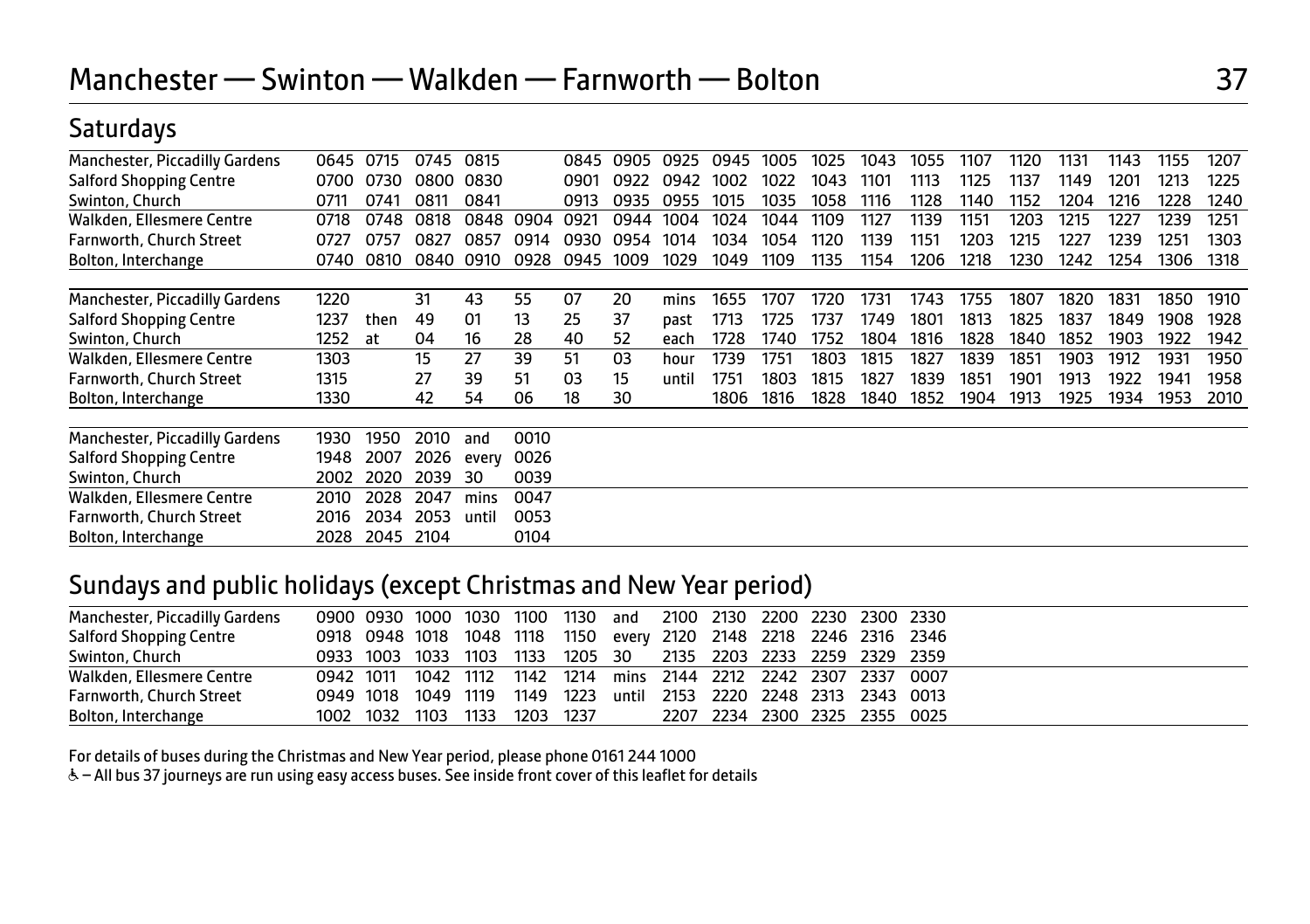# Manchester — Swinton — Walkden — Farnworth — Bolton

## Saturdays

| | | | | | | | | | | | | | | | | | | | |
|---|---|---|---|---|---|---|---|---|---|---|---|---|---|---|---|---|---|---|---|
| Manchester, Piccadilly Gardens | 0645 | 0715 | 0745 | 0815 | | 0845 | 0905 | 0925 | 0945 | 1005 | 1025 | 1043 | 1055 | 1107 | 1120 | 1131 | 1143 | 1155 | 1207 |
| Salford Shopping Centre | 0700 | 0730 | 0800 | 0830 | | 0901 | 0922 | 0942 | 1002 | 1022 | 1043 | 1101 | 1113 | 1125 | 1137 | 1149 | 1201 | 1213 | 1225 |
| Swinton, Church | 0711 | 0741 | 0811 | 0841 | | 0913 | 0935 | 0955 | 1015 | 1035 | 1058 | 1116 | 1128 | 1140 | 1152 | 1204 | 1216 | 1228 | 1240 |
| Walkden, Ellesmere Centre | 0718 | 0748 | 0818 | 0848 | 0904 | 0921 | 0944 | 1004 | 1024 | 1044 | 1109 | 1127 | 1139 | 1151 | 1203 | 1215 | 1227 | 1239 | 1251 |
| Farnworth, Church Street | 0727 | 0757 | 0827 | 0857 | 0914 | 0930 | 0954 | 1014 | 1034 | 1054 | 1120 | 1139 | 1151 | 1203 | 1215 | 1227 | 1239 | 1251 | 1303 |
| Bolton, Interchange | 0740 | 0810 | 0840 | 0910 | 0928 | 0945 | 1009 | 1029 | 1049 | 1109 | 1135 | 1154 | 1206 | 1218 | 1230 | 1242 | 1254 | 1306 | 1318 |

| | | | | | | | | | | | | | | | | | | | |
|---|---|---|---|---|---|---|---|---|---|---|---|---|---|---|---|---|---|---|---|
| Manchester, Piccadilly Gardens | 1220 | | 31 | 43 | 55 | 07 | 20 | mins | 1655 | 1707 | 1720 | 1731 | 1743 | 1755 | 1807 | 1820 | 1831 | 1850 | 1910 |
| Salford Shopping Centre | 1237 | then | 49 | 01 | 13 | 25 | 37 | past | 1713 | 1725 | 1737 | 1749 | 1801 | 1813 | 1825 | 1837 | 1849 | 1908 | 1928 |
| Swinton, Church | 1252 | at | 04 | 16 | 28 | 40 | 52 | each | 1728 | 1740 | 1752 | 1804 | 1816 | 1828 | 1840 | 1852 | 1903 | 1922 | 1942 |
| Walkden, Ellesmere Centre | 1303 | | 15 | 27 | 39 | 51 | 03 | hour | 1739 | 1751 | 1803 | 1815 | 1827 | 1839 | 1851 | 1903 | 1912 | 1931 | 1950 |
| Farnworth, Church Street | 1315 | | 27 | 39 | 51 | 03 | 15 | until | 1751 | 1803 | 1815 | 1827 | 1839 | 1851 | 1901 | 1913 | 1922 | 1941 | 1958 |
| Bolton, Interchange | 1330 | | 42 | 54 | 06 | 18 | 30 | | 1806 | 1816 | 1828 | 1840 | 1852 | 1904 | 1913 | 1925 | 1934 | 1953 | 2010 |

| | | | | | |
|---|---|---|---|---|---|
| Manchester, Piccadilly Gardens | 1930 | 1950 | 2010 | and | 0010 |
| Salford Shopping Centre | 1948 | 2007 | 2026 | every | 0026 |
| Swinton, Church | 2002 | 2020 | 2039 | 30 | 0039 |
| Walkden, Ellesmere Centre | 2010 | 2028 | 2047 | mins | 0047 |
| Farnworth, Church Street | 2016 | 2034 | 2053 | until | 0053 |
| Bolton, Interchange | 2028 | 2045 | 2104 | | 0104 |

## Sundays and public holidays (except Christmas and New Year period)

| | | | | | | | | | | | | | |
|---|---|---|---|---|---|---|---|---|---|---|---|---|---|
| Manchester, Piccadilly Gardens | 0900 | 0930 | 1000 | 1030 | 1100 | 1130 | and | 2100 | 2130 | 2200 | 2230 | 2300 | 2330 |
| Salford Shopping Centre | 0918 | 0948 | 1018 | 1048 | 1118 | 1150 | every | 2120 | 2148 | 2218 | 2246 | 2316 | 2346 |
| Swinton, Church | 0933 | 1003 | 1033 | 1103 | 1133 | 1205 | 30 | 2135 | 2203 | 2233 | 2259 | 2329 | 2359 |
| Walkden, Ellesmere Centre | 0942 | 1011 | 1042 | 1112 | 1142 | 1214 | mins | 2144 | 2212 | 2242 | 2307 | 2337 | 0007 |
| Farnworth, Church Street | 0949 | 1018 | 1049 | 1119 | 1149 | 1223 | until | 2153 | 2220 | 2248 | 2313 | 2343 | 0013 |
| Bolton, Interchange | 1002 | 1032 | 1103 | 1133 | 1203 | 1237 | | 2207 | 2234 | 2300 | 2325 | 2355 | 0025 |

For details of buses during the Christmas and New Year period, please phone 0161 244 1000

♿ – All bus 37 journeys are run using easy access buses. See inside front cover of this leaflet for details